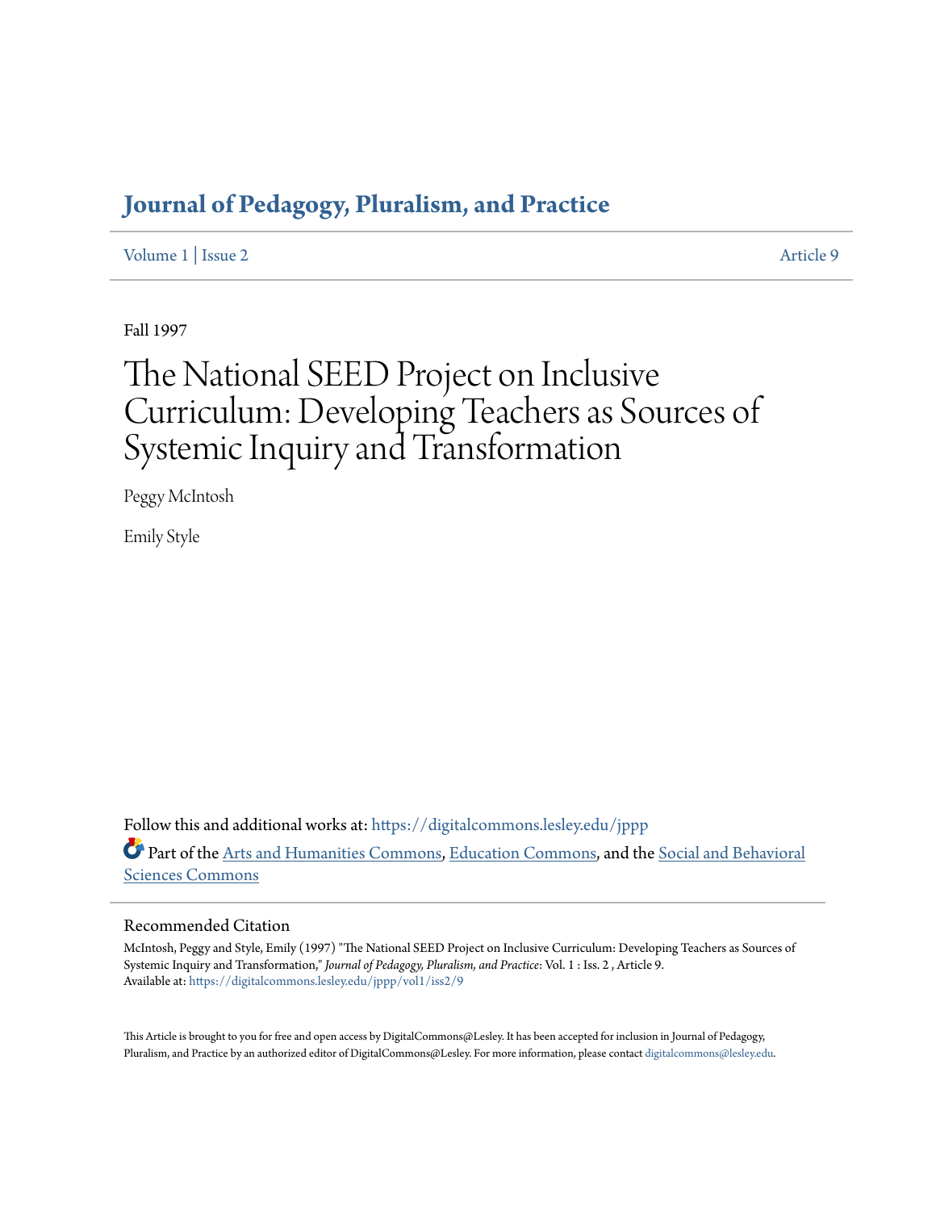# Journal of Pedagogy, Pluralism, and Practice

Volume 1 | Issue 2 Article 9

Fall 1997

# The National SEED Project on Inclusive Curriculum: Developing Teachers as Sources of Systemic Inquiry and Transformation

Peggy McIntosh

Emily Style

Follow this and additional works at: https://digitalcommons.lesley.edu/jppp

Part of the Arts and Humanities Commons, Education Commons, and the Social and Behavioral Sciences Commons

## Recommended Citation

McIntosh, Peggy and Style, Emily (1997) "The National SEED Project on Inclusive Curriculum: Developing Teachers as Sources of Systemic Inquiry and Transformation," *Journal of Pedagogy, Pluralism, and Practice*: Vol. 1 : Iss. 2 , Article 9.
Available at: https://digitalcommons.lesley.edu/jppp/vol1/iss2/9

This Article is brought to you for free and open access by DigitalCommons@Lesley. It has been accepted for inclusion in Journal of Pedagogy, Pluralism, and Practice by an authorized editor of DigitalCommons@Lesley. For more information, please contact digitalcommons@lesley.edu.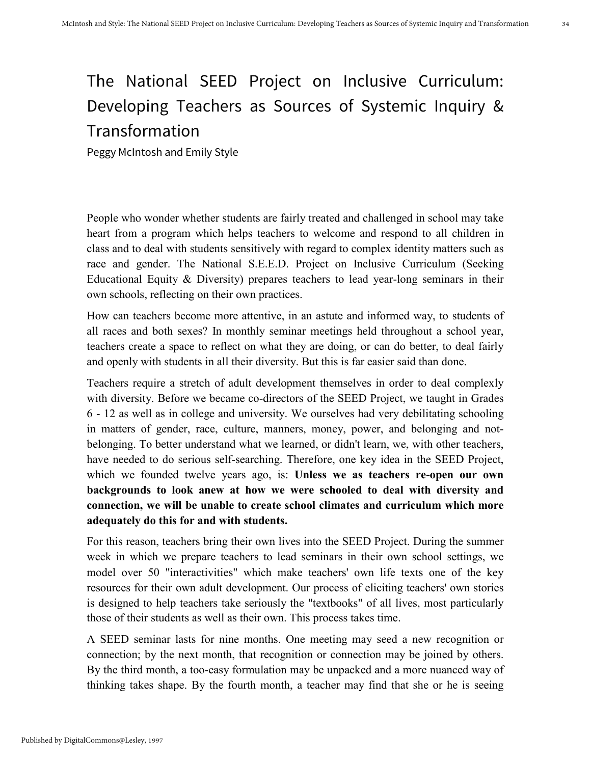# The National SEED Project on Inclusive Curriculum: Developing Teachers as Sources of Systemic Inquiry & Transformation

Peggy McIntosh and Emily Style

People who wonder whether students are fairly treated and challenged in school may take heart from a program which helps teachers to welcome and respond to all children in class and to deal with students sensitively with regard to complex identity matters such as race and gender. The National S.E.E.D. Project on Inclusive Curriculum (Seeking Educational Equity & Diversity) prepares teachers to lead year-long seminars in their own schools, reflecting on their own practices.

How can teachers become more attentive, in an astute and informed way, to students of all races and both sexes? In monthly seminar meetings held throughout a school year, teachers create a space to reflect on what they are doing, or can do better, to deal fairly and openly with students in all their diversity. But this is far easier said than done.

Teachers require a stretch of adult development themselves in order to deal complexly with diversity. Before we became co-directors of the SEED Project, we taught in Grades 6 - 12 as well as in college and university. We ourselves had very debilitating schooling in matters of gender, race, culture, manners, money, power, and belonging and not-belonging. To better understand what we learned, or didn't learn, we, with other teachers, have needed to do serious self-searching. Therefore, one key idea in the SEED Project, which we founded twelve years ago, is: **Unless we as teachers re-open our own backgrounds to look anew at how we were schooled to deal with diversity and connection, we will be unable to create school climates and curriculum which more adequately do this for and with students.**

For this reason, teachers bring their own lives into the SEED Project. During the summer week in which we prepare teachers to lead seminars in their own school settings, we model over 50 "interactivities" which make teachers' own life texts one of the key resources for their own adult development. Our process of eliciting teachers' own stories is designed to help teachers take seriously the "textbooks" of all lives, most particularly those of their students as well as their own. This process takes time.

A SEED seminar lasts for nine months. One meeting may seed a new recognition or connection; by the next month, that recognition or connection may be joined by others. By the third month, a too-easy formulation may be unpacked and a more nuanced way of thinking takes shape. By the fourth month, a teacher may find that she or he is seeing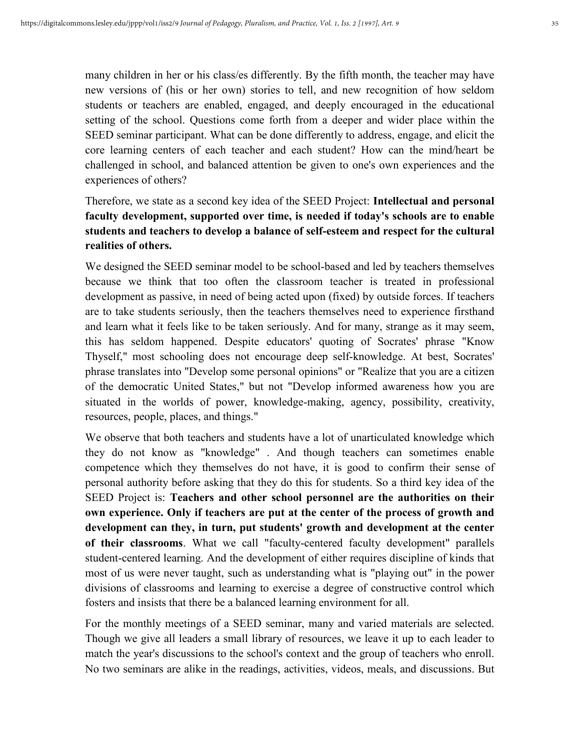many children in her or his class/es differently. By the fifth month, the teacher may have new versions of (his or her own) stories to tell, and new recognition of how seldom students or teachers are enabled, engaged, and deeply encouraged in the educational setting of the school. Questions come forth from a deeper and wider place within the SEED seminar participant. What can be done differently to address, engage, and elicit the core learning centers of each teacher and each student? How can the mind/heart be challenged in school, and balanced attention be given to one's own experiences and the experiences of others?

Therefore, we state as a second key idea of the SEED Project: **Intellectual and personal faculty development, supported over time, is needed if today's schools are to enable students and teachers to develop a balance of self-esteem and respect for the cultural realities of others.**

We designed the SEED seminar model to be school-based and led by teachers themselves because we think that too often the classroom teacher is treated in professional development as passive, in need of being acted upon (fixed) by outside forces. If teachers are to take students seriously, then the teachers themselves need to experience firsthand and learn what it feels like to be taken seriously. And for many, strange as it may seem, this has seldom happened. Despite educators' quoting of Socrates' phrase "Know Thyself," most schooling does not encourage deep self-knowledge. At best, Socrates' phrase translates into "Develop some personal opinions" or "Realize that you are a citizen of the democratic United States," but not "Develop informed awareness how you are situated in the worlds of power, knowledge-making, agency, possibility, creativity, resources, people, places, and things."

We observe that both teachers and students have a lot of unarticulated knowledge which they do not know as "knowledge" . And though teachers can sometimes enable competence which they themselves do not have, it is good to confirm their sense of personal authority before asking that they do this for students. So a third key idea of the SEED Project is: **Teachers and other school personnel are the authorities on their own experience. Only if teachers are put at the center of the process of growth and development can they, in turn, put students' growth and development at the center of their classrooms**. What we call "faculty-centered faculty development" parallels student-centered learning. And the development of either requires discipline of kinds that most of us were never taught, such as understanding what is "playing out" in the power divisions of classrooms and learning to exercise a degree of constructive control which fosters and insists that there be a balanced learning environment for all.

For the monthly meetings of a SEED seminar, many and varied materials are selected. Though we give all leaders a small library of resources, we leave it up to each leader to match the year's discussions to the school's context and the group of teachers who enroll. No two seminars are alike in the readings, activities, videos, meals, and discussions. But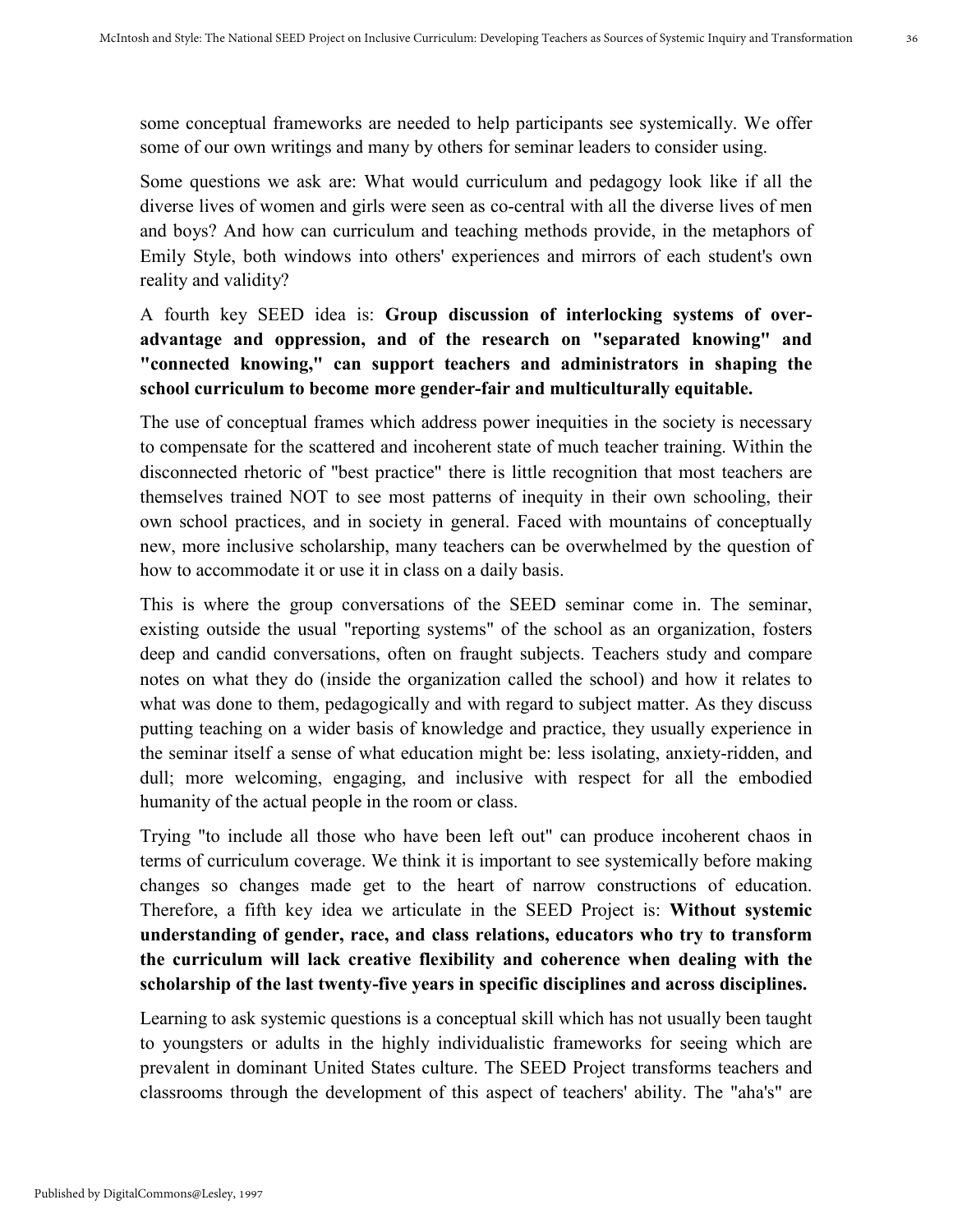some conceptual frameworks are needed to help participants see systemically. We offer some of our own writings and many by others for seminar leaders to consider using.

Some questions we ask are: What would curriculum and pedagogy look like if all the diverse lives of women and girls were seen as co-central with all the diverse lives of men and boys? And how can curriculum and teaching methods provide, in the metaphors of Emily Style, both windows into others' experiences and mirrors of each student's own reality and validity?

A fourth key SEED idea is: **Group discussion of interlocking systems of over-advantage and oppression, and of the research on "separated knowing" and "connected knowing," can support teachers and administrators in shaping the school curriculum to become more gender-fair and multiculturally equitable.**

The use of conceptual frames which address power inequities in the society is necessary to compensate for the scattered and incoherent state of much teacher training. Within the disconnected rhetoric of "best practice" there is little recognition that most teachers are themselves trained NOT to see most patterns of inequity in their own schooling, their own school practices, and in society in general. Faced with mountains of conceptually new, more inclusive scholarship, many teachers can be overwhelmed by the question of how to accommodate it or use it in class on a daily basis.

This is where the group conversations of the SEED seminar come in. The seminar, existing outside the usual "reporting systems" of the school as an organization, fosters deep and candid conversations, often on fraught subjects. Teachers study and compare notes on what they do (inside the organization called the school) and how it relates to what was done to them, pedagogically and with regard to subject matter. As they discuss putting teaching on a wider basis of knowledge and practice, they usually experience in the seminar itself a sense of what education might be: less isolating, anxiety-ridden, and dull; more welcoming, engaging, and inclusive with respect for all the embodied humanity of the actual people in the room or class.

Trying "to include all those who have been left out" can produce incoherent chaos in terms of curriculum coverage. We think it is important to see systemically before making changes so changes made get to the heart of narrow constructions of education. Therefore, a fifth key idea we articulate in the SEED Project is: **Without systemic understanding of gender, race, and class relations, educators who try to transform the curriculum will lack creative flexibility and coherence when dealing with the scholarship of the last twenty-five years in specific disciplines and across disciplines.**

Learning to ask systemic questions is a conceptual skill which has not usually been taught to youngsters or adults in the highly individualistic frameworks for seeing which are prevalent in dominant United States culture. The SEED Project transforms teachers and classrooms through the development of this aspect of teachers' ability. The "aha's" are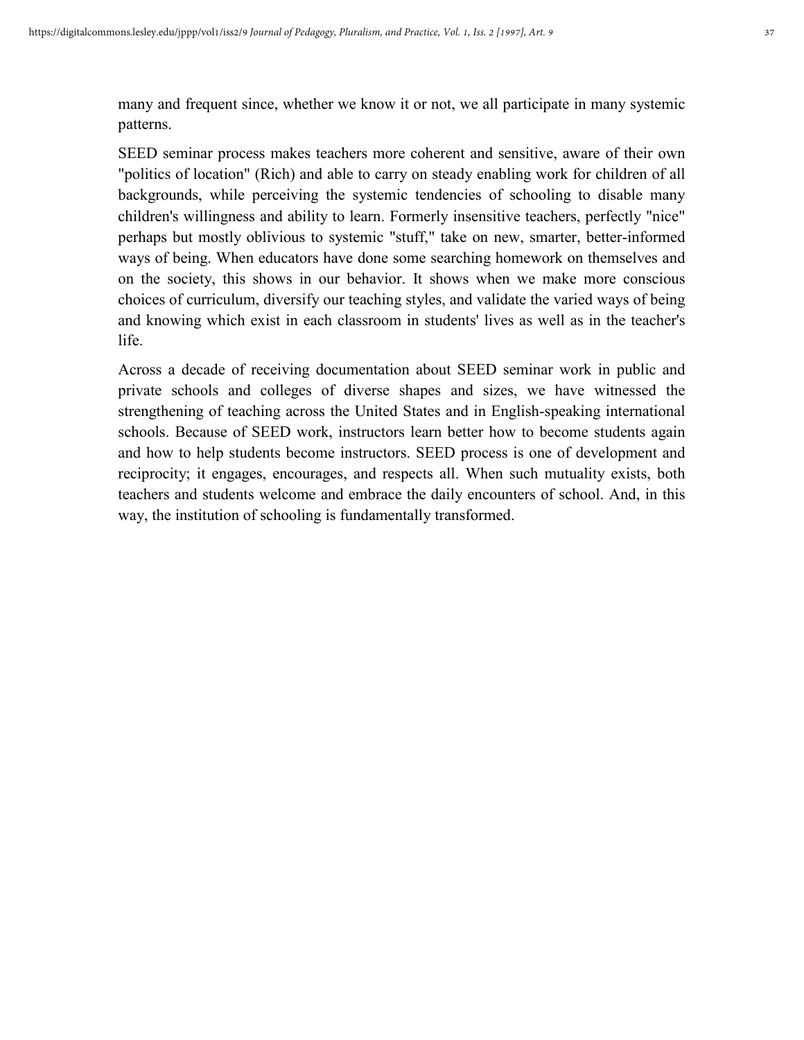many and frequent since, whether we know it or not, we all participate in many systemic patterns.

SEED seminar process makes teachers more coherent and sensitive, aware of their own "politics of location" (Rich) and able to carry on steady enabling work for children of all backgrounds, while perceiving the systemic tendencies of schooling to disable many children's willingness and ability to learn. Formerly insensitive teachers, perfectly "nice" perhaps but mostly oblivious to systemic "stuff," take on new, smarter, better-informed ways of being. When educators have done some searching homework on themselves and on the society, this shows in our behavior. It shows when we make more conscious choices of curriculum, diversify our teaching styles, and validate the varied ways of being and knowing which exist in each classroom in students' lives as well as in the teacher's life.

Across a decade of receiving documentation about SEED seminar work in public and private schools and colleges of diverse shapes and sizes, we have witnessed the strengthening of teaching across the United States and in English-speaking international schools. Because of SEED work, instructors learn better how to become students again and how to help students become instructors. SEED process is one of development and reciprocity; it engages, encourages, and respects all. When such mutuality exists, both teachers and students welcome and embrace the daily encounters of school. And, in this way, the institution of schooling is fundamentally transformed.